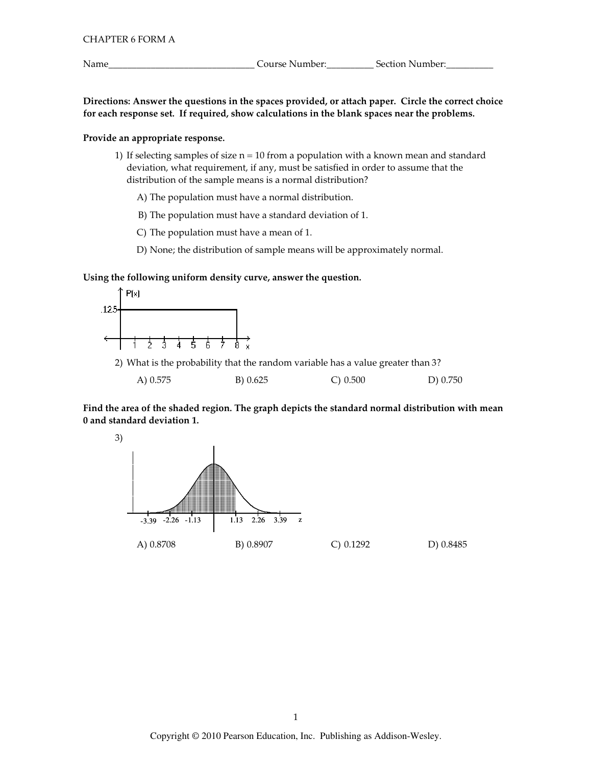CHAPTER 6 FORM A

Name_______________________________ Course Number:__________ Section Number:__________

**Directions: Answer the questions in the spaces provided, or attach paper. Circle the correct choice for each response set. If required, show calculations in the blank spaces near the problems.**

**Provide an appropriate response.**

1) If selecting samples of size n = 10 from a population with a known mean and standard deviation, what requirement, if any, must be satisfied in order to assume that the distribution of the sample means is a normal distribution?

A) The population must have a normal distribution.

B) The population must have a standard deviation of 1.

C) The population must have a mean of 1.

D) None; the distribution of sample means will be approximately normal.

**Using the following uniform density curve, answer the question.**

2) What is the probability that the random variable has a value greater than 3?

A) 0.575 B) 0.625 C) 0.500 D) 0.750

**Find the area of the shaded region. The graph depicts the standard normal distribution with mean 0 and standard deviation 1.**

3)

A) 0.8708 B) 0.8907 C) 0.1292 D) 0.8485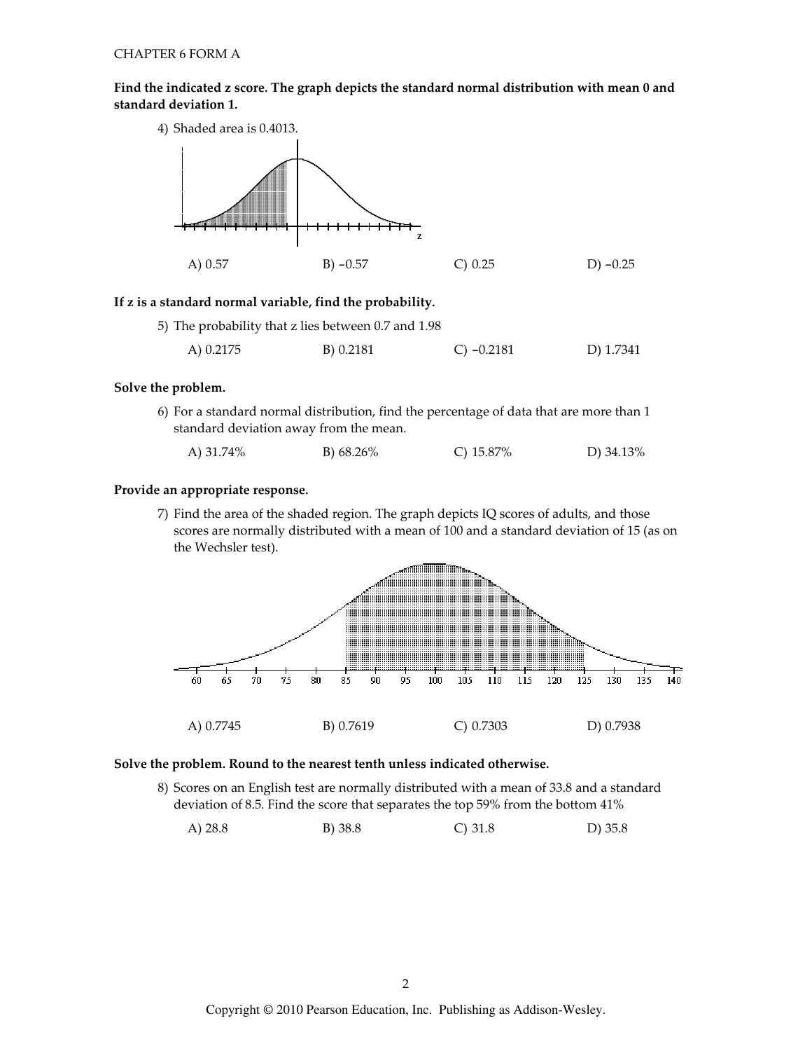**Find the indicated z score. The graph depicts the standard normal distribution with mean 0 and standard deviation 1.**

4) Shaded area is 0.4013.

A) 0.57 B) −0.57 C) 0.25 D) −0.25

**If z is a standard normal variable, find the probability.**

5) The probability that z lies between 0.7 and 1.98

A) 0.2175 B) 0.2181 C) −0.2181 D) 1.7341

**Solve the problem.**

6) For a standard normal distribution, find the percentage of data that are more than 1 standard deviation away from the mean.

A) 31.74% B) 68.26% C) 15.87% D) 34.13%

**Provide an appropriate response.**

7) Find the area of the shaded region. The graph depicts IQ scores of adults, and those scores are normally distributed with a mean of 100 and a standard deviation of 15 (as on the Wechsler test).

A) 0.7745 B) 0.7619 C) 0.7303 D) 0.7938

**Solve the problem. Round to the nearest tenth unless indicated otherwise.**

8) Scores on an English test are normally distributed with a mean of 33.8 and a standard deviation of 8.5. Find the score that separates the top 59% from the bottom 41%

A) 28.8 B) 38.8 C) 31.8 D) 35.8

Copyright © 2010 Pearson Education, Inc. Publishing as Addison-Wesley.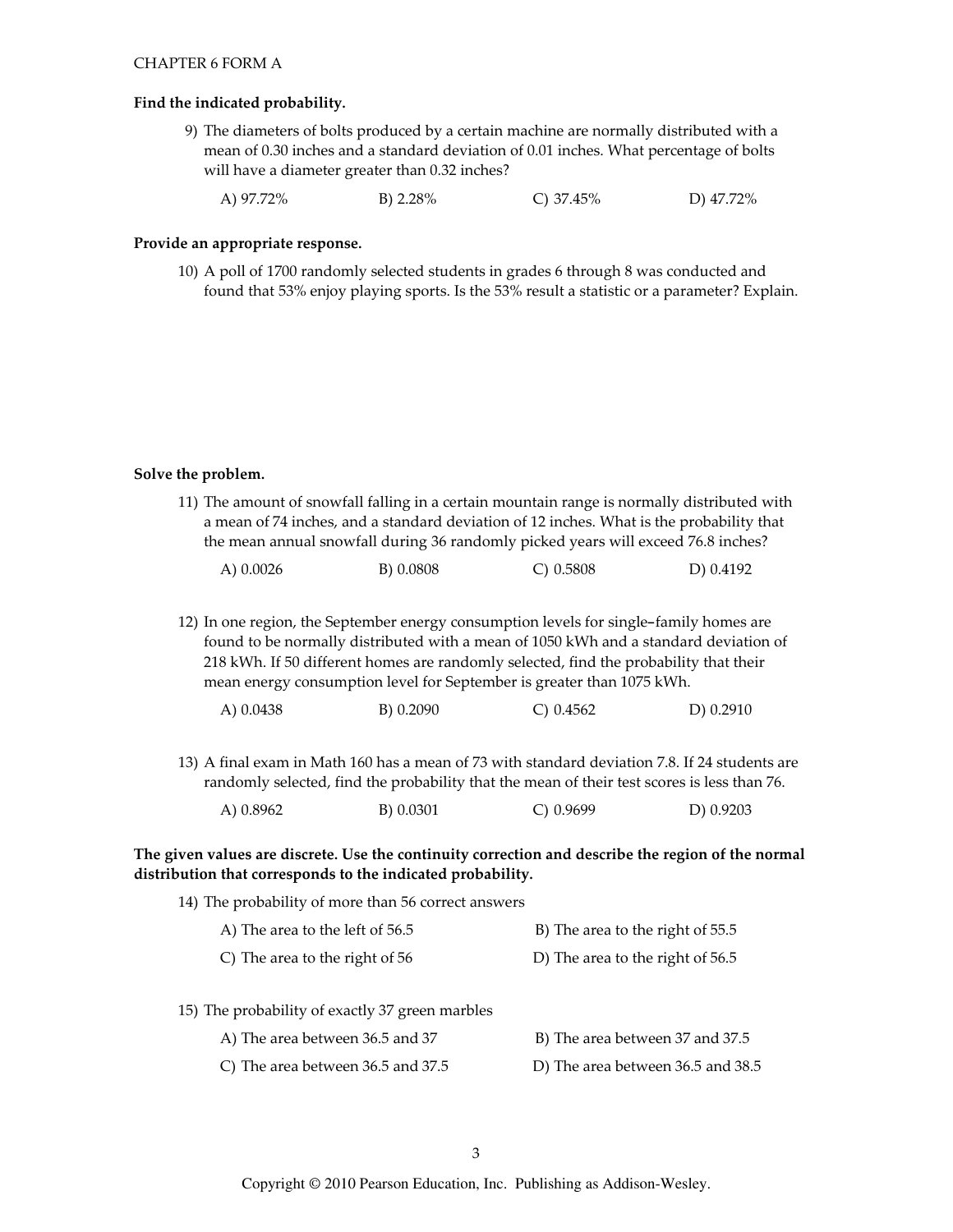**Find the indicated probability.**

9) The diameters of bolts produced by a certain machine are normally distributed with a mean of 0.30 inches and a standard deviation of 0.01 inches. What percentage of bolts will have a diameter greater than 0.32 inches?

A) 97.72% B) 2.28% C) 37.45% D) 47.72%

**Provide an appropriate response.**

10) A poll of 1700 randomly selected students in grades 6 through 8 was conducted and found that 53% enjoy playing sports. Is the 53% result a statistic or a parameter? Explain.

**Solve the problem.**

11) The amount of snowfall falling in a certain mountain range is normally distributed with a mean of 74 inches, and a standard deviation of 12 inches. What is the probability that the mean annual snowfall during 36 randomly picked years will exceed 76.8 inches?

A) 0.0026 B) 0.0808 C) 0.5808 D) 0.4192

12) In one region, the September energy consumption levels for single-family homes are found to be normally distributed with a mean of 1050 kWh and a standard deviation of 218 kWh. If 50 different homes are randomly selected, find the probability that their mean energy consumption level for September is greater than 1075 kWh.

A) 0.0438 B) 0.2090 C) 0.4562 D) 0.2910

13) A final exam in Math 160 has a mean of 73 with standard deviation 7.8. If 24 students are randomly selected, find the probability that the mean of their test scores is less than 76.

A) 0.8962 B) 0.0301 C) 0.9699 D) 0.9203

**The given values are discrete. Use the continuity correction and describe the region of the normal distribution that corresponds to the indicated probability.**

14) The probability of more than 56 correct answers

A) The area to the left of 56.5
B) The area to the right of 55.5
C) The area to the right of 56
D) The area to the right of 56.5

15) The probability of exactly 37 green marbles

A) The area between 36.5 and 37
B) The area between 37 and 37.5
C) The area between 36.5 and 37.5
D) The area between 36.5 and 38.5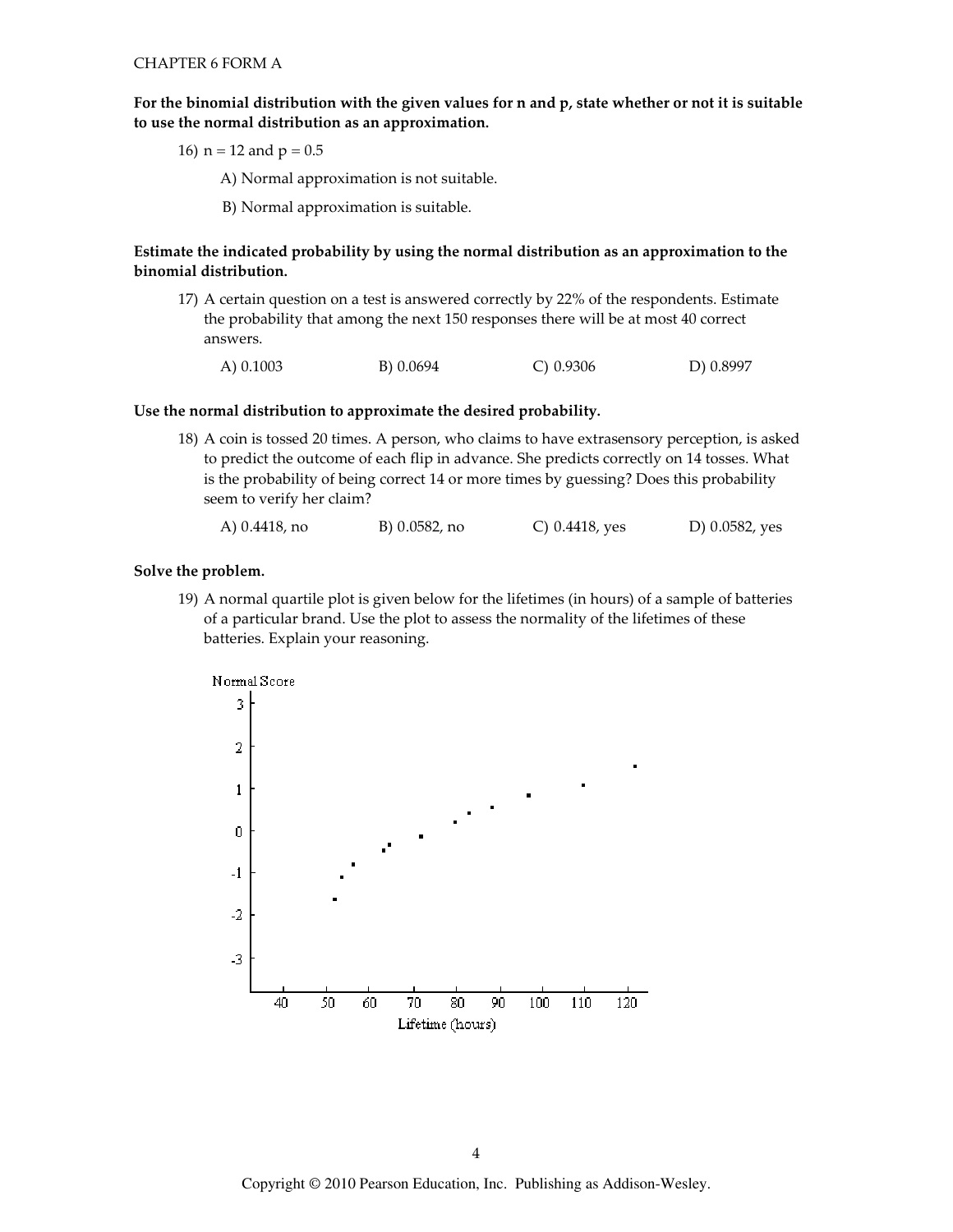**For the binomial distribution with the given values for n and p, state whether or not it is suitable to use the normal distribution as an approximation.**

16) $n = 12$ and $p = 0.5$

A) Normal approximation is not suitable.

B) Normal approximation is suitable.

**Estimate the indicated probability by using the normal distribution as an approximation to the binomial distribution.**

17) A certain question on a test is answered correctly by 22% of the respondents. Estimate the probability that among the next 150 responses there will be at most 40 correct answers.

A) 0.1003 B) 0.0694 C) 0.9306 D) 0.8997

**Use the normal distribution to approximate the desired probability.**

18) A coin is tossed 20 times. A person, who claims to have extrasensory perception, is asked to predict the outcome of each flip in advance. She predicts correctly on 14 tosses. What is the probability of being correct 14 or more times by guessing? Does this probability seem to verify her claim?

A) 0.4418, no B) 0.0582, no C) 0.4418, yes D) 0.0582, yes

**Solve the problem.**

19) A normal quartile plot is given below for the lifetimes (in hours) of a sample of batteries of a particular brand. Use the plot to assess the normality of the lifetimes of these batteries. Explain your reasoning.

Normal Score

Lifetime (hours)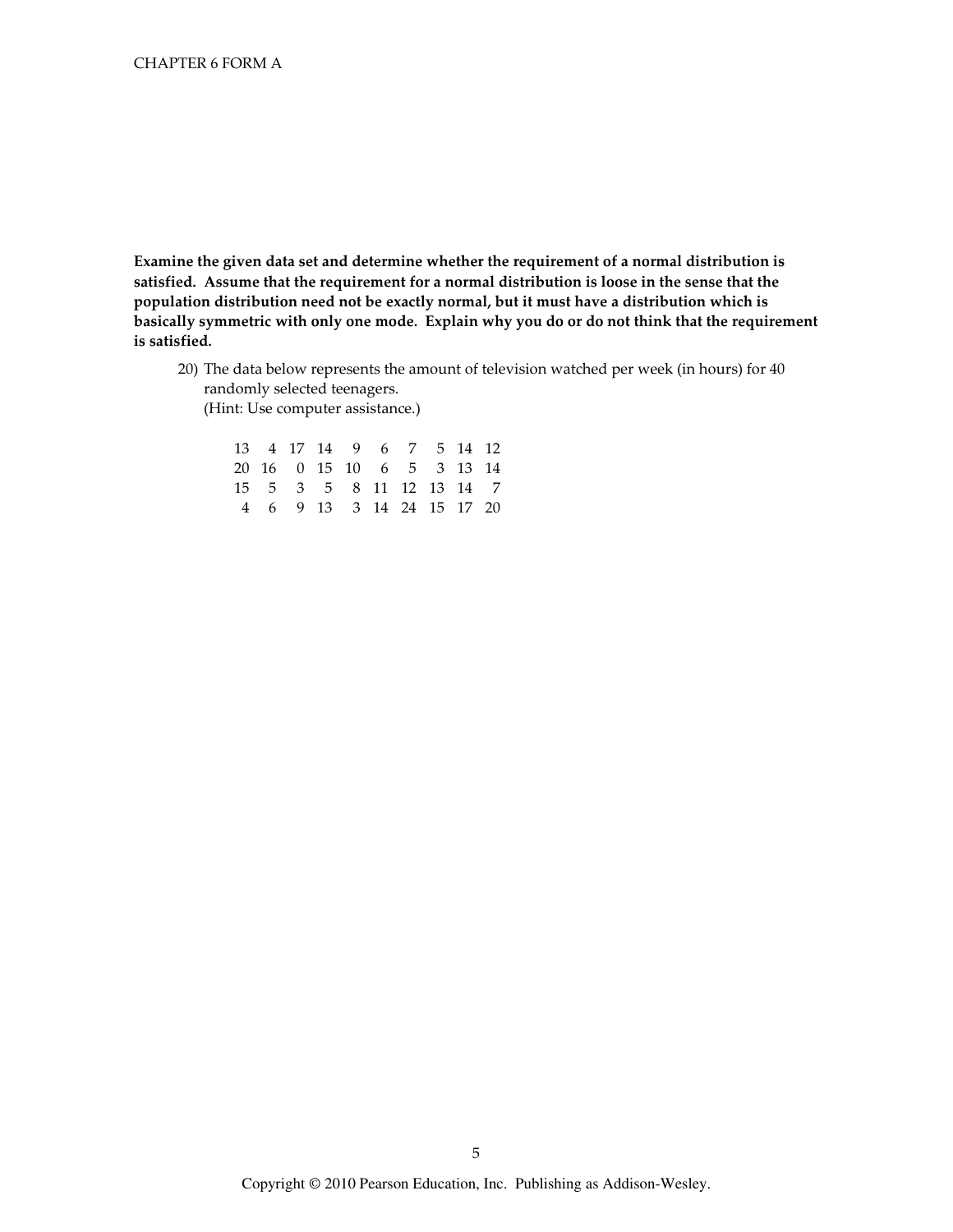**Examine the given data set and determine whether the requirement of a normal distribution is satisfied. Assume that the requirement for a normal distribution is loose in the sense that the population distribution need not be exactly normal, but it must have a distribution which is basically symmetric with only one mode. Explain why you do or do not think that the requirement is satisfied.**

20) The data below represents the amount of television watched per week (in hours) for 40 randomly selected teenagers.
(Hint: Use computer assistance.)

| | | | | | | | | | |
|---|---|---|---|---|---|---|---|---|---|
| 13 | 4 | 17 | 14 | 9 | 6 | 7 | 5 | 14 | 12 |
| 20 | 16 | 0 | 15 | 10 | 6 | 5 | 3 | 13 | 14 |
| 15 | 5 | 3 | 5 | 8 | 11 | 12 | 13 | 14 | 7 |
| 4 | 6 | 9 | 13 | 3 | 14 | 24 | 15 | 17 | 20 |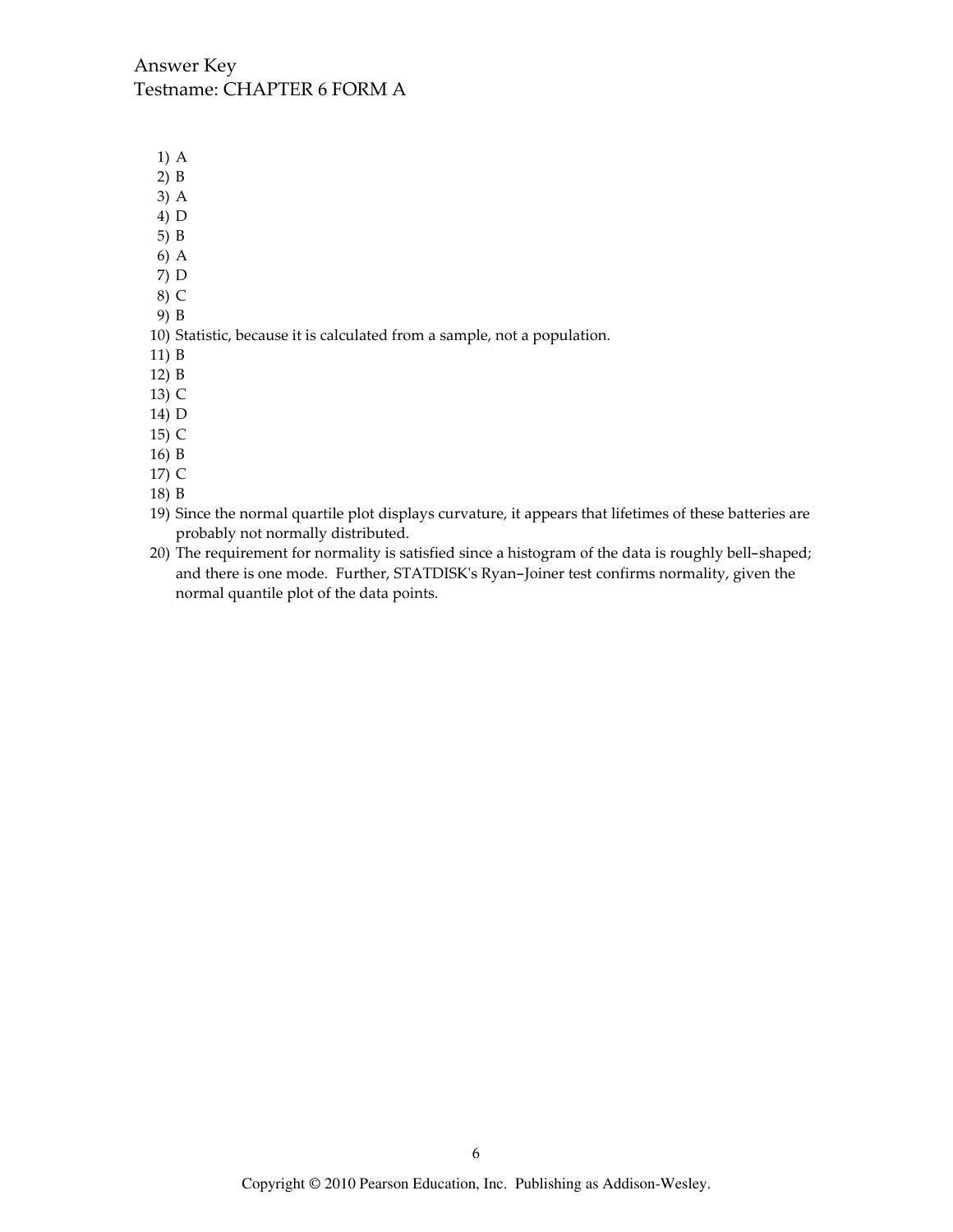Answer Key
Testname: CHAPTER 6 FORM A

1) A
2) B
3) A
4) D
5) B
6) A
7) D
8) C
9) B
10) Statistic, because it is calculated from a sample, not a population.
11) B
12) B
13) C
14) D
15) C
16) B
17) C
18) B
19) Since the normal quartile plot displays curvature, it appears that lifetimes of these batteries are probably not normally distributed.
20) The requirement for normality is satisfied since a histogram of the data is roughly bell–shaped; and there is one mode. Further, STATDISK's Ryan–Joiner test confirms normality, given the normal quantile plot of the data points.

Copyright © 2010 Pearson Education, Inc. Publishing as Addison-Wesley.